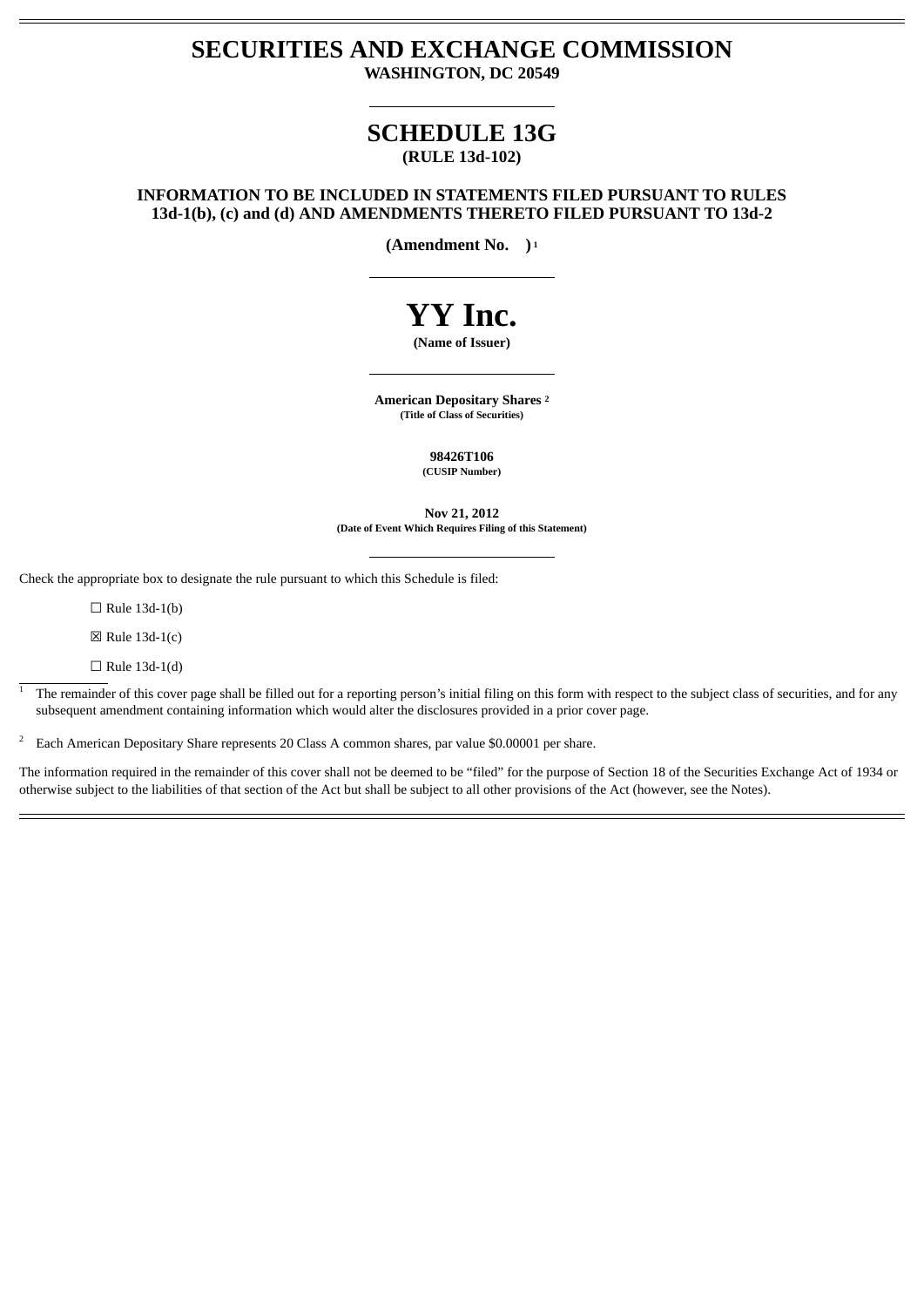# SECURITIES AND EXCHANGE COMMISSION

**WASHINGTON, DC 20549**

## SCHEDULE 13G

**(RULE 13d-102)**

**INFORMATION TO BE INCLUDED IN STATEMENTS FILED PURSUANT TO RULES 13d-1(b), (c) and (d) AND AMENDMENTS THERETO FILED PURSUANT TO 13d-2**

**(Amendment No. )** [1]

# YY Inc.

**(Name of Issuer)**

**American Depositary Shares** [2]
**(Title of Class of Securities)**

**98426T106**
**(CUSIP Number)**

**Nov 21, 2012**
**(Date of Event Which Requires Filing of this Statement)**

Check the appropriate box to designate the rule pursuant to which this Schedule is filed:

☐ Rule 13d-1(b)

☒ Rule 13d-1(c)

☐ Rule 13d-1(d)

[1] The remainder of this cover page shall be filled out for a reporting person's initial filing on this form with respect to the subject class of securities, and for any subsequent amendment containing information which would alter the disclosures provided in a prior cover page.

[2] Each American Depositary Share represents 20 Class A common shares, par value $0.00001 per share.

The information required in the remainder of this cover shall not be deemed to be "filed" for the purpose of Section 18 of the Securities Exchange Act of 1934 or otherwise subject to the liabilities of that section of the Act but shall be subject to all other provisions of the Act (however, see the Notes).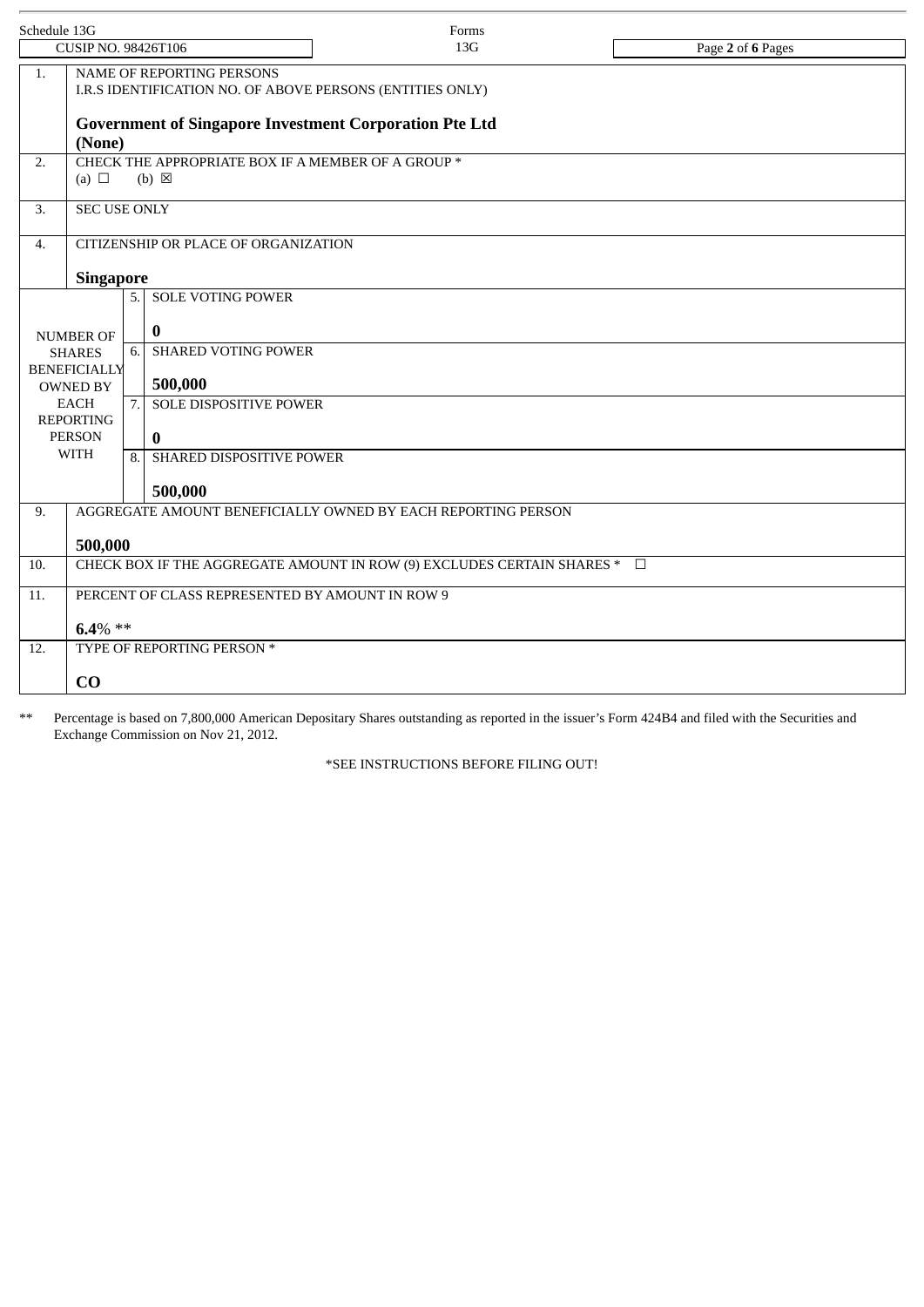Schedule 13G | CUSIP NO. 98426T106 | Forms 13G

| | | | |
|---|---|---|---|
| 1. | NAME OF REPORTING PERSONS<br>I.R.S IDENTIFICATION NO. OF ABOVE PERSONS (ENTITIES ONLY)<br><br>**Government of Singapore Investment Corporation Pte Ltd**<br>**(None)** | | |
| 2. | CHECK THE APPROPRIATE BOX IF A MEMBER OF A GROUP *<br>(a) ☐ (b) ☒ | | |
| 3. | SEC USE ONLY | | |
| 4. | CITIZENSHIP OR PLACE OF ORGANIZATION<br><br>**Singapore** | | |
| NUMBER OF SHARES BENEFICIALLY OWNED BY EACH REPORTING PERSON WITH | 5. | SOLE VOTING POWER<br><br>**0** | |
| | 6. | SHARED VOTING POWER<br><br>**500,000** | |
| | 7. | SOLE DISPOSITIVE POWER<br><br>**0** | |
| | 8. | SHARED DISPOSITIVE POWER<br><br>**500,000** | |
| 9. | AGGREGATE AMOUNT BENEFICIALLY OWNED BY EACH REPORTING PERSON<br><br>**500,000** | | |
| 10. | CHECK BOX IF THE AGGREGATE AMOUNT IN ROW (9) EXCLUDES CERTAIN SHARES * ☐ | | |
| 11. | PERCENT OF CLASS REPRESENTED BY AMOUNT IN ROW 9<br><br>**6.4%** ** | | |
| 12. | TYPE OF REPORTING PERSON *<br><br>**CO** | | |

** Percentage is based on 7,800,000 American Depositary Shares outstanding as reported in the issuer's Form 424B4 and filed with the Securities and Exchange Commission on Nov 21, 2012.

*SEE INSTRUCTIONS BEFORE FILING OUT!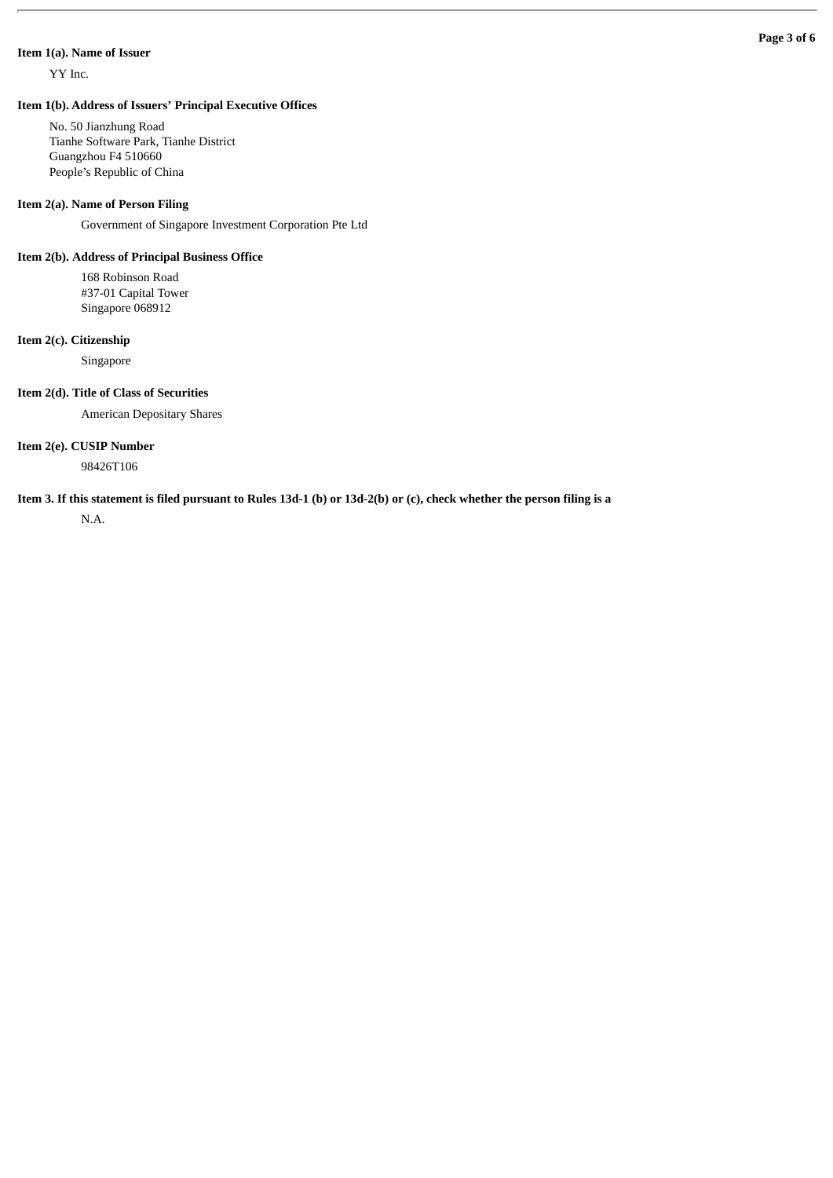**Item 1(a). Name of Issuer**

YY Inc.

**Item 1(b). Address of Issuers' Principal Executive Offices**

No. 50 Jianzhung Road
Tianhe Software Park, Tianhe District
Guangzhou F4 510660
People's Republic of China

**Item 2(a). Name of Person Filing**

Government of Singapore Investment Corporation Pte Ltd

**Item 2(b). Address of Principal Business Office**

168 Robinson Road
#37-01 Capital Tower
Singapore 068912

**Item 2(c). Citizenship**

Singapore

**Item 2(d). Title of Class of Securities**

American Depositary Shares

**Item 2(e). CUSIP Number**

98426T106

**Item 3. If this statement is filed pursuant to Rules 13d-1 (b) or 13d-2(b) or (c), check whether the person filing is a**

N.A.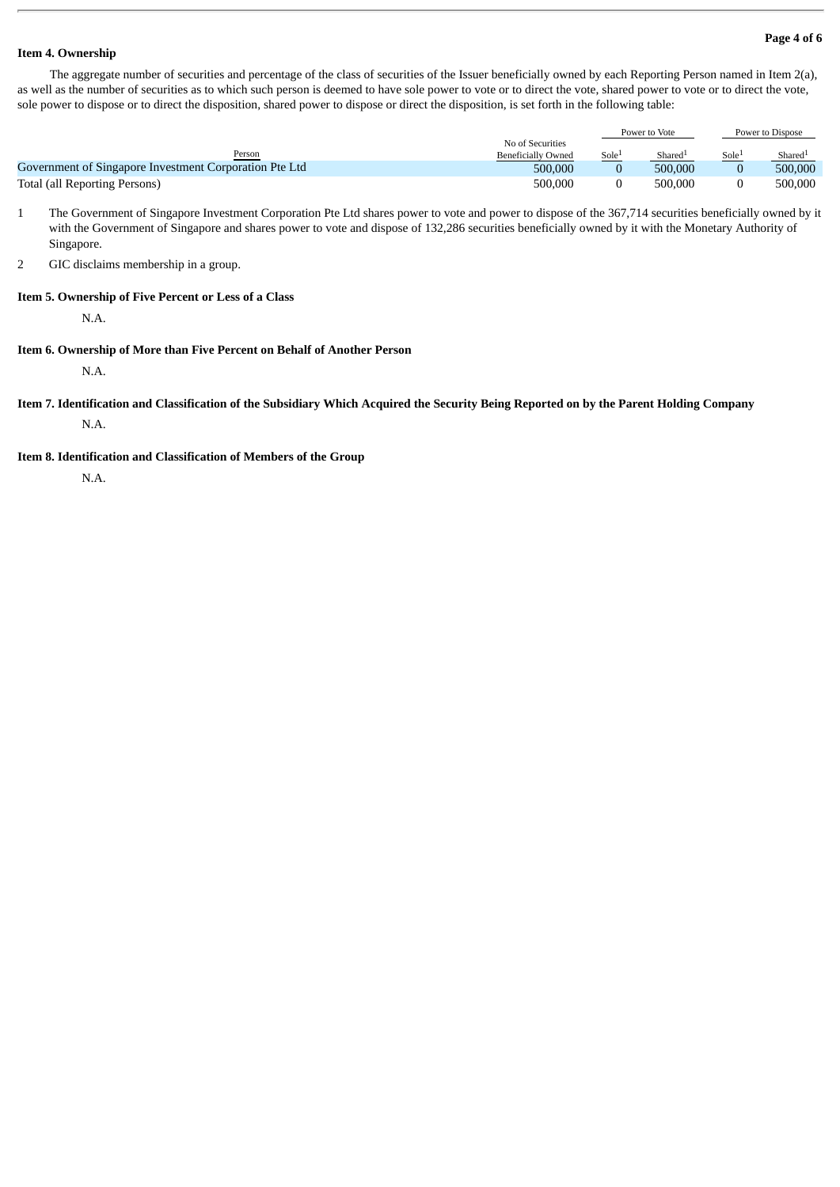**Item 4. Ownership**

The aggregate number of securities and percentage of the class of securities of the Issuer beneficially owned by each Reporting Person named in Item 2(a), as well as the number of securities as to which such person is deemed to have sole power to vote or to direct the vote, shared power to vote or to direct the vote, sole power to dispose or to direct the disposition, shared power to dispose or direct the disposition, is set forth in the following table:

| Person | No of Securities Beneficially Owned | Power to Vote | | Power to Dispose | |
|---|---|---|---|---|---|
| | | Sole[1] | Shared[1] | Sole[1] | Shared[1] |
| Government of Singapore Investment Corporation Pte Ltd | 500,000 | 0 | 500,000 | 0 | 500,000 |
| Total (all Reporting Persons) | 500,000 | 0 | 500,000 | 0 | 500,000 |

1 The Government of Singapore Investment Corporation Pte Ltd shares power to vote and power to dispose of the 367,714 securities beneficially owned by it with the Government of Singapore and shares power to vote and dispose of 132,286 securities beneficially owned by it with the Monetary Authority of Singapore.

2 GIC disclaims membership in a group.

**Item 5. Ownership of Five Percent or Less of a Class**

N.A.

**Item 6. Ownership of More than Five Percent on Behalf of Another Person**

N.A.

**Item 7. Identification and Classification of the Subsidiary Which Acquired the Security Being Reported on by the Parent Holding Company**

N.A.

**Item 8. Identification and Classification of Members of the Group**

N.A.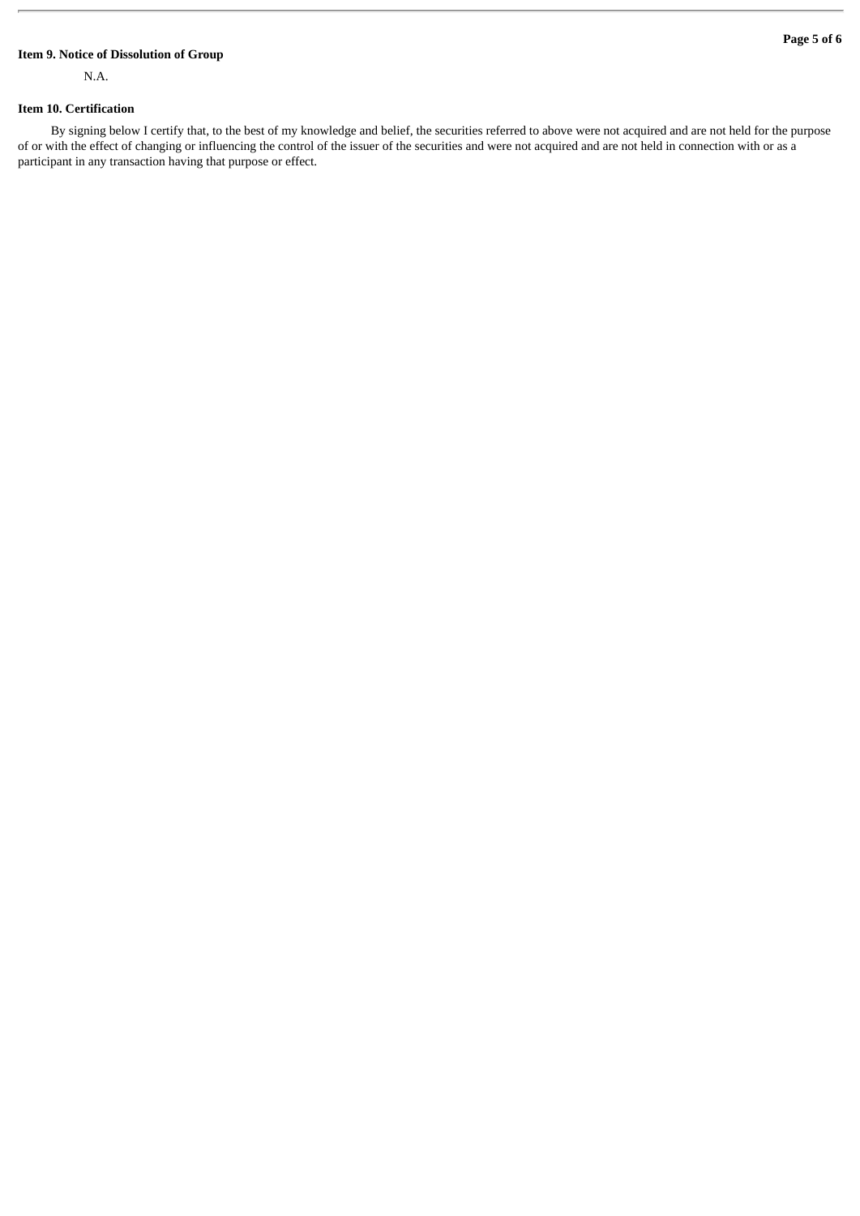**Item 9. Notice of Dissolution of Group**

N.A.

**Item 10. Certification**

By signing below I certify that, to the best of my knowledge and belief, the securities referred to above were not acquired and are not held for the purpose of or with the effect of changing or influencing the control of the issuer of the securities and were not acquired and are not held in connection with or as a participant in any transaction having that purpose or effect.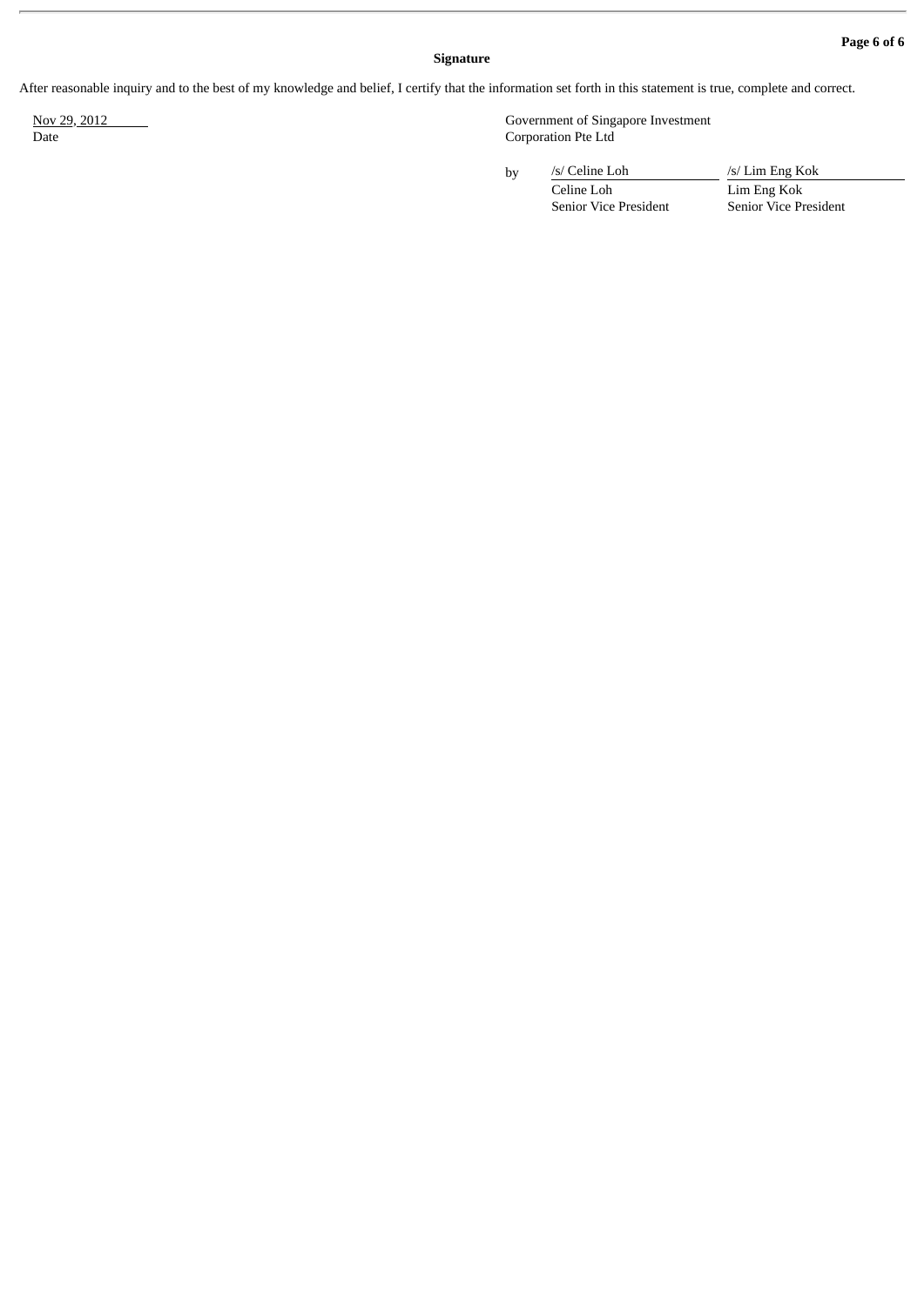## Signature

After reasonable inquiry and to the best of my knowledge and belief, I certify that the information set forth in this statement is true, complete and correct.

Nov 29, 2012
Date

Government of Singapore Investment Corporation Pte Ltd

by

/s/ Celine Loh
Celine Loh
Senior Vice President

/s/ Lim Eng Kok
Lim Eng Kok
Senior Vice President